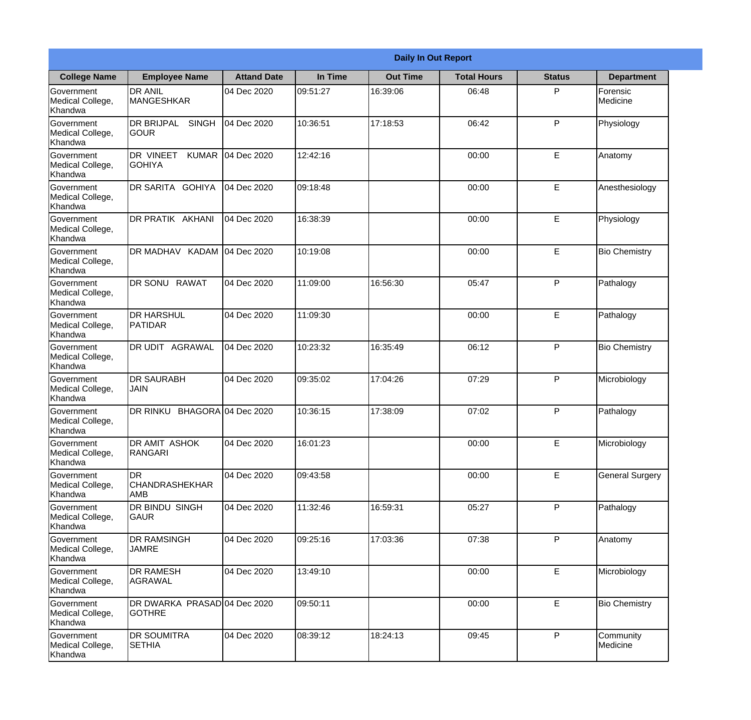| Daily In Out Report | | | | | | | |
|---|---|---|---|---|---|---|---|
| **College Name** | **Employee Name** | **Attand Date** | **In Time** | **Out Time** | **Total Hours** | **Status** | **Department** |
| Government Medical College, Khandwa | DR ANIL MANGESHKAR | 04 Dec 2020 | 09:51:27 | 16:39:06 | 06:48 | P | Forensic Medicine |
| Government Medical College, Khandwa | DR BRIJPAL SINGH GOUR | 04 Dec 2020 | 10:36:51 | 17:18:53 | 06:42 | P | Physiology |
| Government Medical College, Khandwa | DR VINEET KUMAR GOHIYA | 04 Dec 2020 | 12:42:16 | | 00:00 | E | Anatomy |
| Government Medical College, Khandwa | DR SARITA GOHIYA | 04 Dec 2020 | 09:18:48 | | 00:00 | E | Anesthesiology |
| Government Medical College, Khandwa | DR PRATIK AKHANI | 04 Dec 2020 | 16:38:39 | | 00:00 | E | Physiology |
| Government Medical College, Khandwa | DR MADHAV KADAM | 04 Dec 2020 | 10:19:08 | | 00:00 | E | Bio Chemistry |
| Government Medical College, Khandwa | DR SONU RAWAT | 04 Dec 2020 | 11:09:00 | 16:56:30 | 05:47 | P | Pathalogy |
| Government Medical College, Khandwa | DR HARSHUL PATIDAR | 04 Dec 2020 | 11:09:30 | | 00:00 | E | Pathalogy |
| Government Medical College, Khandwa | DR UDIT AGRAWAL | 04 Dec 2020 | 10:23:32 | 16:35:49 | 06:12 | P | Bio Chemistry |
| Government Medical College, Khandwa | DR SAURABH JAIN | 04 Dec 2020 | 09:35:02 | 17:04:26 | 07:29 | P | Microbiology |
| Government Medical College, Khandwa | DR RINKU BHAGORA | 04 Dec 2020 | 10:36:15 | 17:38:09 | 07:02 | P | Pathalogy |
| Government Medical College, Khandwa | DR AMIT ASHOK RANGARI | 04 Dec 2020 | 16:01:23 | | 00:00 | E | Microbiology |
| Government Medical College, Khandwa | DR CHANDRASHEKHAR AMB | 04 Dec 2020 | 09:43:58 | | 00:00 | E | General Surgery |
| Government Medical College, Khandwa | DR BINDU SINGH GAUR | 04 Dec 2020 | 11:32:46 | 16:59:31 | 05:27 | P | Pathalogy |
| Government Medical College, Khandwa | DR RAMSINGH JAMRE | 04 Dec 2020 | 09:25:16 | 17:03:36 | 07:38 | P | Anatomy |
| Government Medical College, Khandwa | DR RAMESH AGRAWAL | 04 Dec 2020 | 13:49:10 | | 00:00 | E | Microbiology |
| Government Medical College, Khandwa | DR DWARKA PRASAD GOTHRE | 04 Dec 2020 | 09:50:11 | | 00:00 | E | Bio Chemistry |
| Government Medical College, Khandwa | DR SOUMITRA SETHIA | 04 Dec 2020 | 08:39:12 | 18:24:13 | 09:45 | P | Community Medicine |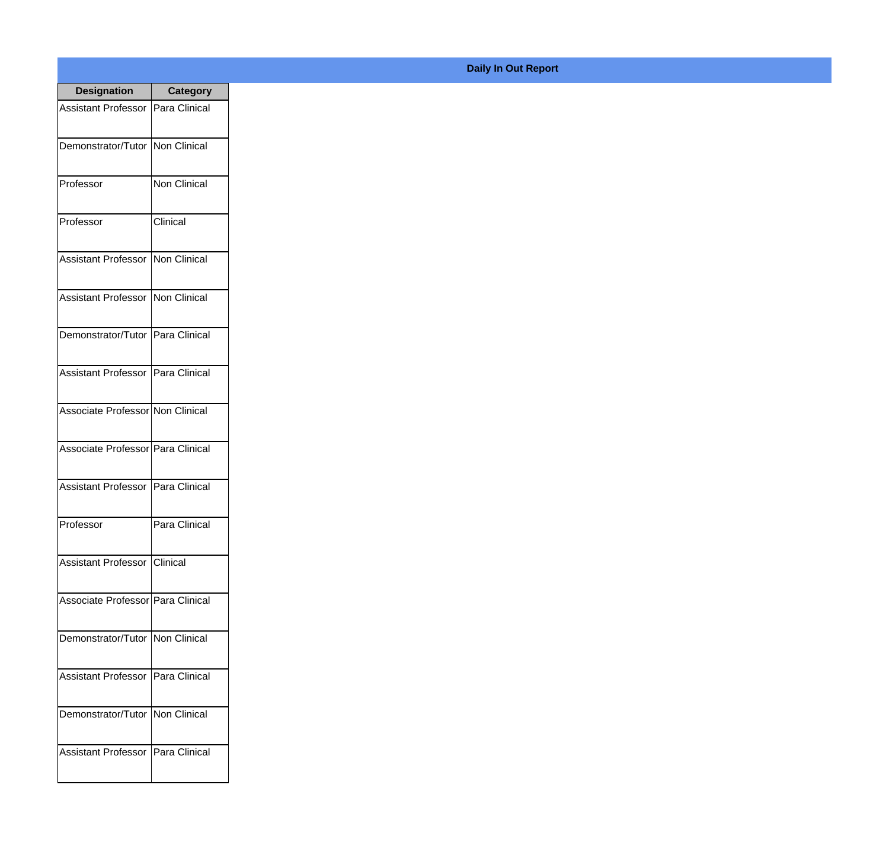**Daily In Out Report**

| Designation | Category |
| --- | --- |
| Assistant Professor | Para Clinical |
| Demonstrator/Tutor | Non Clinical |
| Professor | Non Clinical |
| Professor | Clinical |
| Assistant Professor | Non Clinical |
| Assistant Professor | Non Clinical |
| Demonstrator/Tutor | Para Clinical |
| Assistant Professor | Para Clinical |
| Associate Professor | Non Clinical |
| Associate Professor | Para Clinical |
| Assistant Professor | Para Clinical |
| Professor | Para Clinical |
| Assistant Professor | Clinical |
| Associate Professor | Para Clinical |
| Demonstrator/Tutor | Non Clinical |
| Assistant Professor | Para Clinical |
| Demonstrator/Tutor | Non Clinical |
| Assistant Professor | Para Clinical |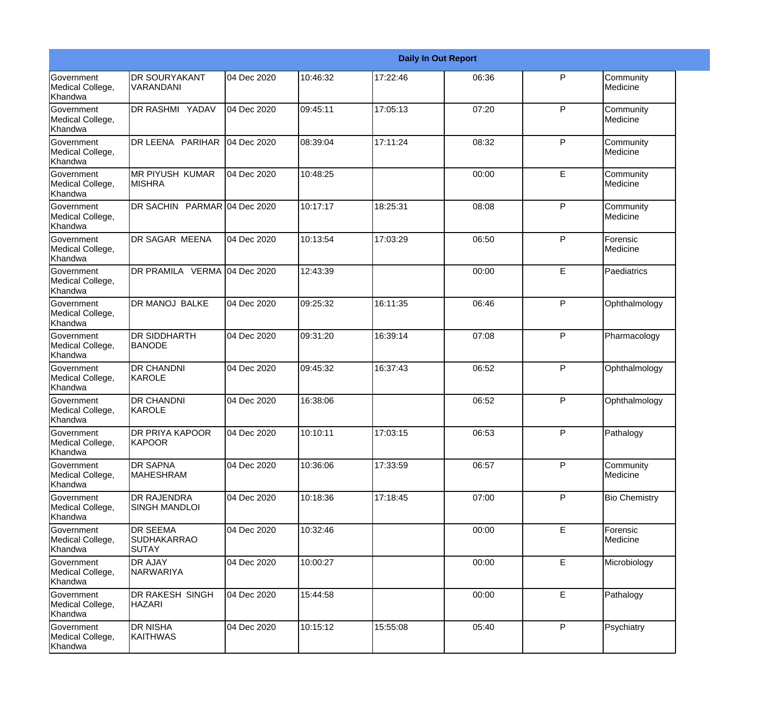| Daily In Out Report | | | | | | | |
|---|---|---|---|---|---|---|---|
| Government Medical College, Khandwa | DR SOURYAKANT VARANDANI | 04 Dec 2020 | 10:46:32 | 17:22:46 | 06:36 | P | Community Medicine |
| Government Medical College, Khandwa | DR RASHMI YADAV | 04 Dec 2020 | 09:45:11 | 17:05:13 | 07:20 | P | Community Medicine |
| Government Medical College, Khandwa | DR LEENA PARIHAR | 04 Dec 2020 | 08:39:04 | 17:11:24 | 08:32 | P | Community Medicine |
| Government Medical College, Khandwa | MR PIYUSH KUMAR MISHRA | 04 Dec 2020 | 10:48:25 | | 00:00 | E | Community Medicine |
| Government Medical College, Khandwa | DR SACHIN PARMAR | 04 Dec 2020 | 10:17:17 | 18:25:31 | 08:08 | P | Community Medicine |
| Government Medical College, Khandwa | DR SAGAR MEENA | 04 Dec 2020 | 10:13:54 | 17:03:29 | 06:50 | P | Forensic Medicine |
| Government Medical College, Khandwa | DR PRAMILA VERMA | 04 Dec 2020 | 12:43:39 | | 00:00 | E | Paediatrics |
| Government Medical College, Khandwa | DR MANOJ BALKE | 04 Dec 2020 | 09:25:32 | 16:11:35 | 06:46 | P | Ophthalmology |
| Government Medical College, Khandwa | DR SIDDHARTH BANODE | 04 Dec 2020 | 09:31:20 | 16:39:14 | 07:08 | P | Pharmacology |
| Government Medical College, Khandwa | DR CHANDNI KAROLE | 04 Dec 2020 | 09:45:32 | 16:37:43 | 06:52 | P | Ophthalmology |
| Government Medical College, Khandwa | DR CHANDNI KAROLE | 04 Dec 2020 | 16:38:06 | | 06:52 | P | Ophthalmology |
| Government Medical College, Khandwa | DR PRIYA KAPOOR KAPOOR | 04 Dec 2020 | 10:10:11 | 17:03:15 | 06:53 | P | Pathalogy |
| Government Medical College, Khandwa | DR SAPNA MAHESHRAM | 04 Dec 2020 | 10:36:06 | 17:33:59 | 06:57 | P | Community Medicine |
| Government Medical College, Khandwa | DR RAJENDRA SINGH MANDLOI | 04 Dec 2020 | 10:18:36 | 17:18:45 | 07:00 | P | Bio Chemistry |
| Government Medical College, Khandwa | DR SEEMA SUDHAKARRAO SUTAY | 04 Dec 2020 | 10:32:46 | | 00:00 | E | Forensic Medicine |
| Government Medical College, Khandwa | DR AJAY NARWARIYA | 04 Dec 2020 | 10:00:27 | | 00:00 | E | Microbiology |
| Government Medical College, Khandwa | DR RAKESH SINGH HAZARI | 04 Dec 2020 | 15:44:58 | | 00:00 | E | Pathalogy |
| Government Medical College, Khandwa | DR NISHA KAITHWAS | 04 Dec 2020 | 10:15:12 | 15:55:08 | 05:40 | P | Psychiatry |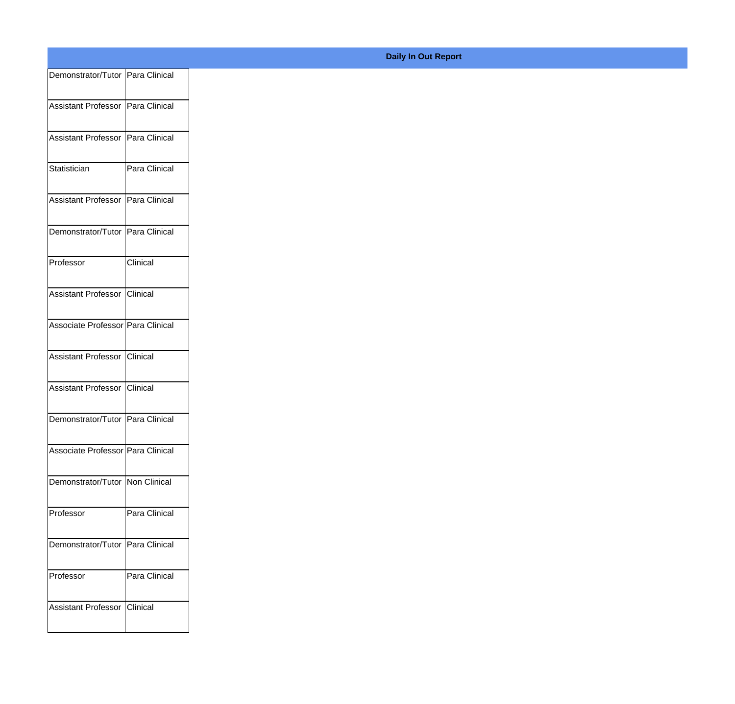**Daily In Out Report**

| | |
|---|---|
| Demonstrator/Tutor | Para Clinical |
| Assistant Professor | Para Clinical |
| Assistant Professor | Para Clinical |
| Statistician | Para Clinical |
| Assistant Professor | Para Clinical |
| Demonstrator/Tutor | Para Clinical |
| Professor | Clinical |
| Assistant Professor | Clinical |
| Associate Professor | Para Clinical |
| Assistant Professor | Clinical |
| Assistant Professor | Clinical |
| Demonstrator/Tutor | Para Clinical |
| Associate Professor | Para Clinical |
| Demonstrator/Tutor | Non Clinical |
| Professor | Para Clinical |
| Demonstrator/Tutor | Para Clinical |
| Professor | Para Clinical |
| Assistant Professor | Clinical |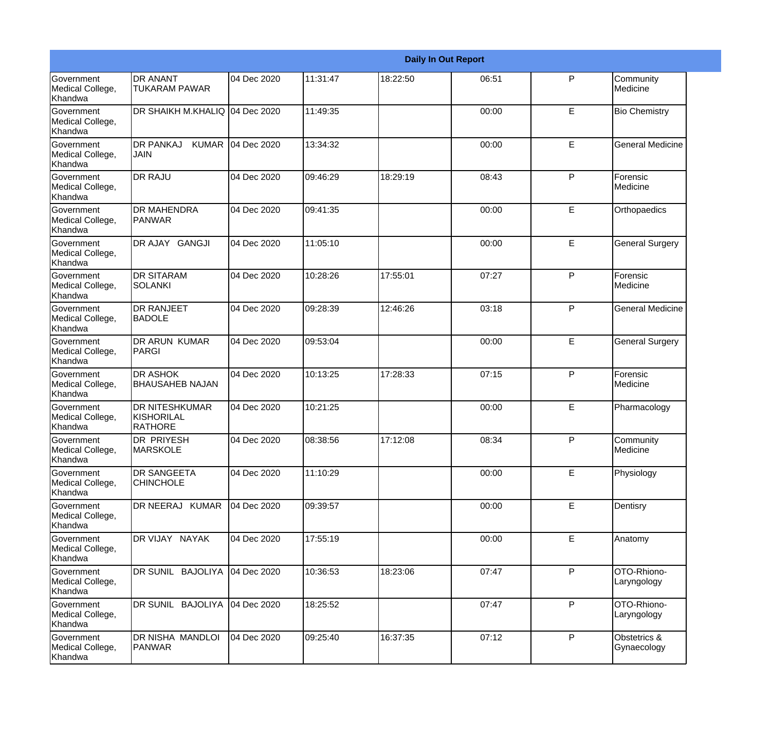| Daily In Out Report | | | | | | | |
|---|---|---|---|---|---|---|---|
| Government Medical College, Khandwa | DR ANANT TUKARAM PAWAR | 04 Dec 2020 | 11:31:47 | 18:22:50 | 06:51 | P | Community Medicine |
| Government Medical College, Khandwa | DR SHAIKH M.KHALIQ | 04 Dec 2020 | 11:49:35 | | 00:00 | E | Bio Chemistry |
| Government Medical College, Khandwa | DR PANKAJ KUMAR JAIN | 04 Dec 2020 | 13:34:32 | | 00:00 | E | General Medicine |
| Government Medical College, Khandwa | DR RAJU | 04 Dec 2020 | 09:46:29 | 18:29:19 | 08:43 | P | Forensic Medicine |
| Government Medical College, Khandwa | DR MAHENDRA PANWAR | 04 Dec 2020 | 09:41:35 | | 00:00 | E | Orthopaedics |
| Government Medical College, Khandwa | DR AJAY GANGJI | 04 Dec 2020 | 11:05:10 | | 00:00 | E | General Surgery |
| Government Medical College, Khandwa | DR SITARAM SOLANKI | 04 Dec 2020 | 10:28:26 | 17:55:01 | 07:27 | P | Forensic Medicine |
| Government Medical College, Khandwa | DR RANJEET BADOLE | 04 Dec 2020 | 09:28:39 | 12:46:26 | 03:18 | P | General Medicine |
| Government Medical College, Khandwa | DR ARUN KUMAR PARGI | 04 Dec 2020 | 09:53:04 | | 00:00 | E | General Surgery |
| Government Medical College, Khandwa | DR ASHOK BHAUSAHEB NAJAN | 04 Dec 2020 | 10:13:25 | 17:28:33 | 07:15 | P | Forensic Medicine |
| Government Medical College, Khandwa | DR NITESHKUMAR KISHORILAL RATHORE | 04 Dec 2020 | 10:21:25 | | 00:00 | E | Pharmacology |
| Government Medical College, Khandwa | DR PRIYESH MARSKOLE | 04 Dec 2020 | 08:38:56 | 17:12:08 | 08:34 | P | Community Medicine |
| Government Medical College, Khandwa | DR SANGEETA CHINCHOLE | 04 Dec 2020 | 11:10:29 | | 00:00 | E | Physiology |
| Government Medical College, Khandwa | DR NEERAJ KUMAR | 04 Dec 2020 | 09:39:57 | | 00:00 | E | Dentisry |
| Government Medical College, Khandwa | DR VIJAY NAYAK | 04 Dec 2020 | 17:55:19 | | 00:00 | E | Anatomy |
| Government Medical College, Khandwa | DR SUNIL BAJOLIYA | 04 Dec 2020 | 10:36:53 | 18:23:06 | 07:47 | P | OTO-Rhiono-Laryngology |
| Government Medical College, Khandwa | DR SUNIL BAJOLIYA | 04 Dec 2020 | 18:25:52 | | 07:47 | P | OTO-Rhiono-Laryngology |
| Government Medical College, Khandwa | DR NISHA MANDLOI PANWAR | 04 Dec 2020 | 09:25:40 | 16:37:35 | 07:12 | P | Obstetrics & Gynaecology |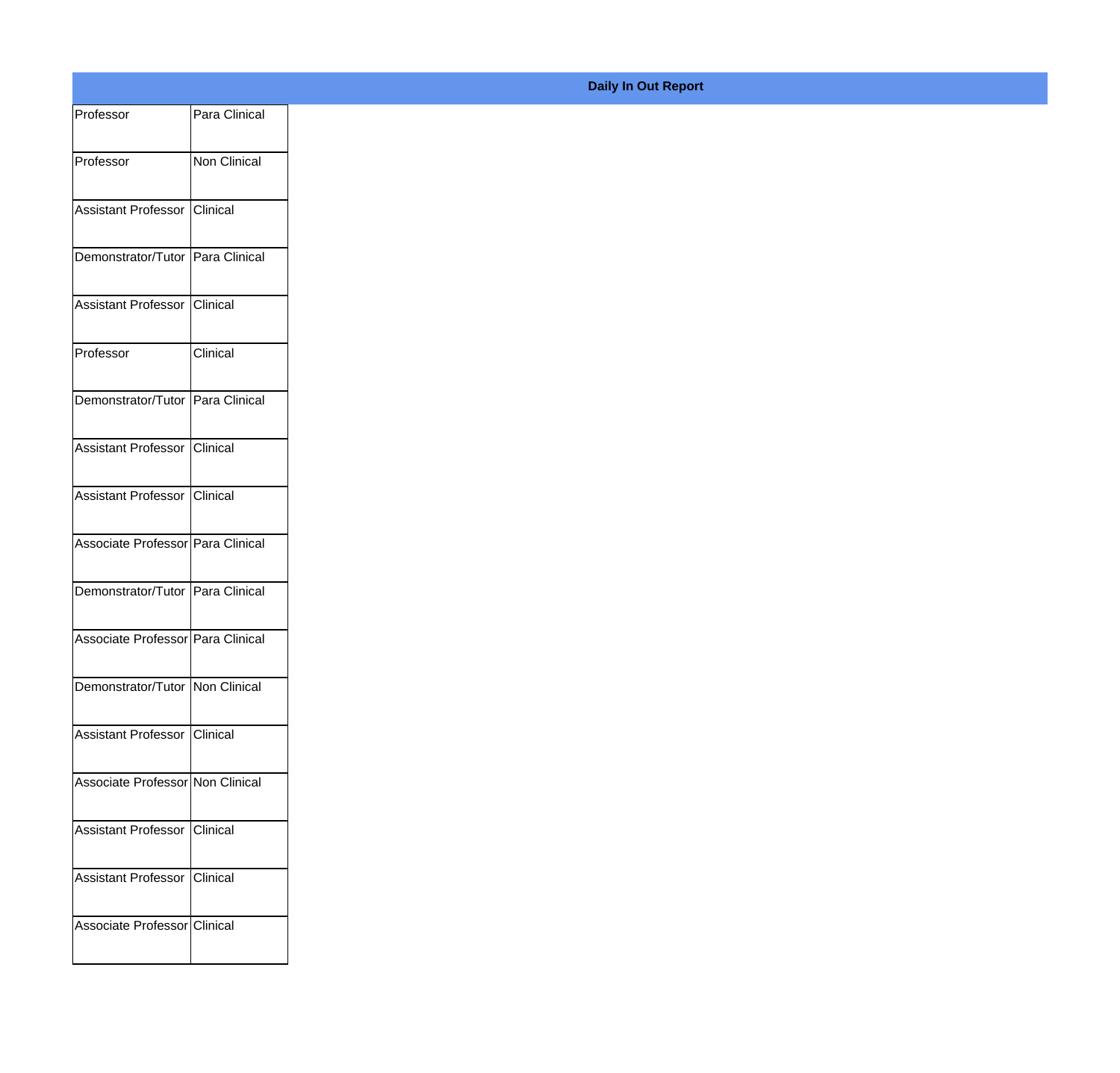**Daily In Out Report**

| | |
|---|---|
| Professor | Para Clinical |
| Professor | Non Clinical |
| Assistant Professor | Clinical |
| Demonstrator/Tutor | Para Clinical |
| Assistant Professor | Clinical |
| Professor | Clinical |
| Demonstrator/Tutor | Para Clinical |
| Assistant Professor | Clinical |
| Assistant Professor | Clinical |
| Associate Professor | Para Clinical |
| Demonstrator/Tutor | Para Clinical |
| Associate Professor | Para Clinical |
| Demonstrator/Tutor | Non Clinical |
| Assistant Professor | Clinical |
| Associate Professor | Non Clinical |
| Assistant Professor | Clinical |
| Assistant Professor | Clinical |
| Associate Professor | Clinical |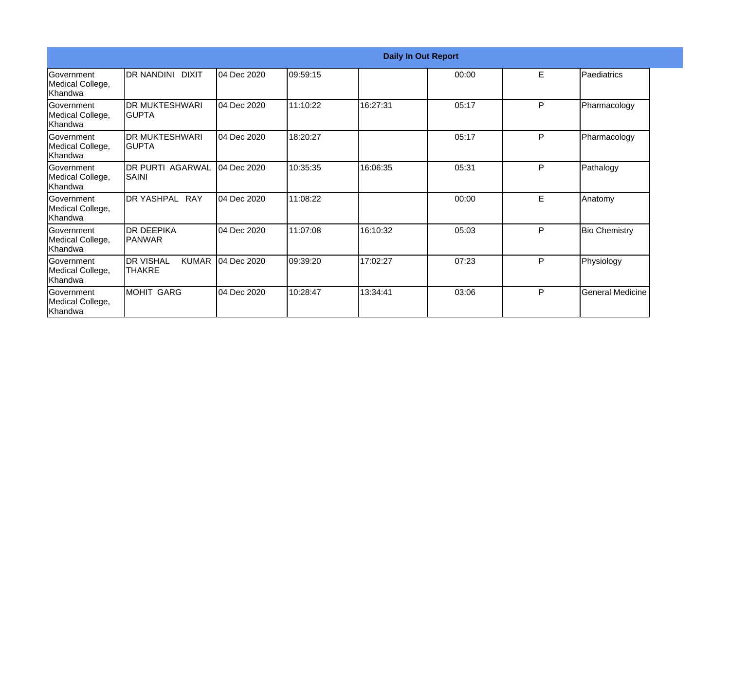| Daily In Out Report | | | | | | | |
|---|---|---|---|---|---|---|---|
| Government Medical College, Khandwa | DR NANDINI DIXIT | 04 Dec 2020 | 09:59:15 | | 00:00 | E | Paediatrics |
| Government Medical College, Khandwa | DR MUKTESHWARI GUPTA | 04 Dec 2020 | 11:10:22 | 16:27:31 | 05:17 | P | Pharmacology |
| Government Medical College, Khandwa | DR MUKTESHWARI GUPTA | 04 Dec 2020 | 18:20:27 | | 05:17 | P | Pharmacology |
| Government Medical College, Khandwa | DR PURTI AGARWAL SAINI | 04 Dec 2020 | 10:35:35 | 16:06:35 | 05:31 | P | Pathalogy |
| Government Medical College, Khandwa | DR YASHPAL RAY | 04 Dec 2020 | 11:08:22 | | 00:00 | E | Anatomy |
| Government Medical College, Khandwa | DR DEEPIKA PANWAR | 04 Dec 2020 | 11:07:08 | 16:10:32 | 05:03 | P | Bio Chemistry |
| Government Medical College, Khandwa | DR VISHAL KUMAR THAKRE | 04 Dec 2020 | 09:39:20 | 17:02:27 | 07:23 | P | Physiology |
| Government Medical College, Khandwa | MOHIT GARG | 04 Dec 2020 | 10:28:47 | 13:34:41 | 03:06 | P | General Medicine |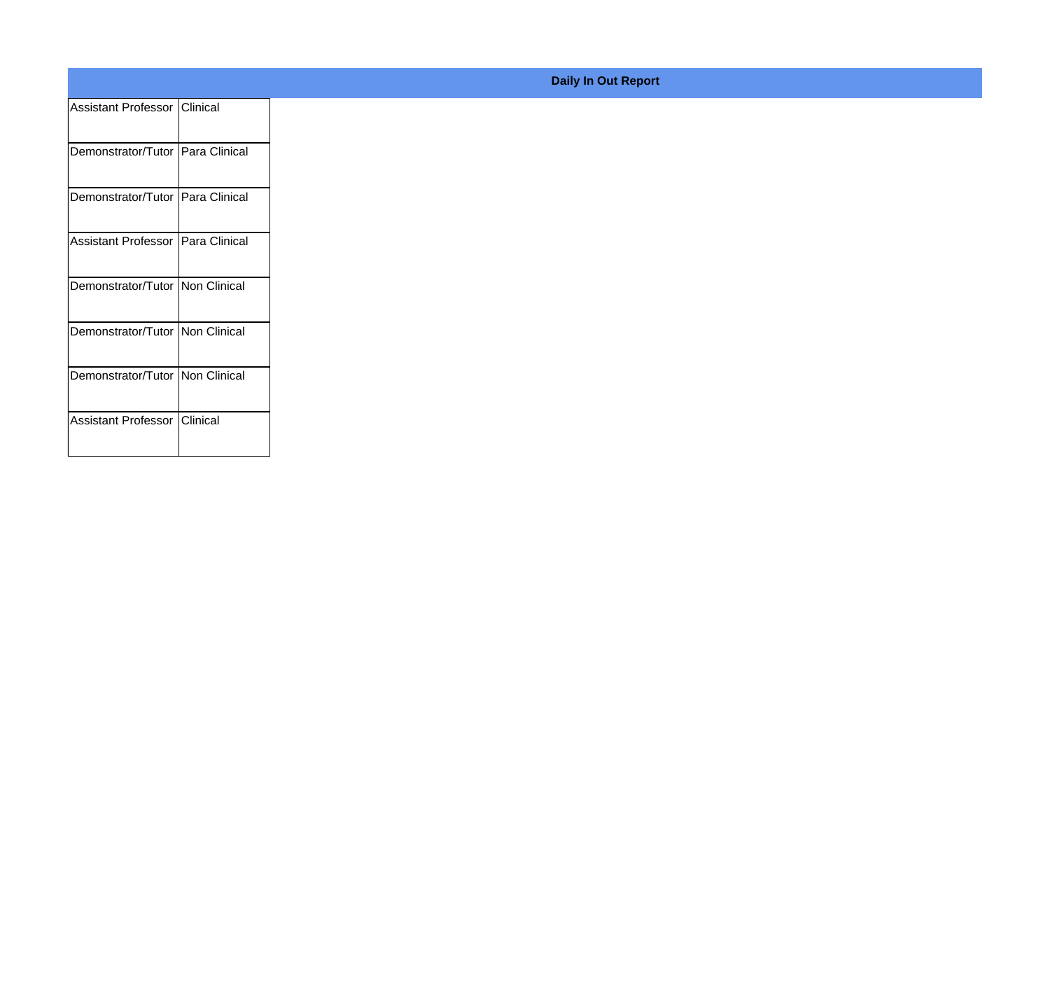**Daily In Out Report**

| | |
|---|---|
| Assistant Professor | Clinical |
| Demonstrator/Tutor | Para Clinical |
| Demonstrator/Tutor | Para Clinical |
| Assistant Professor | Para Clinical |
| Demonstrator/Tutor | Non Clinical |
| Demonstrator/Tutor | Non Clinical |
| Demonstrator/Tutor | Non Clinical |
| Assistant Professor | Clinical |